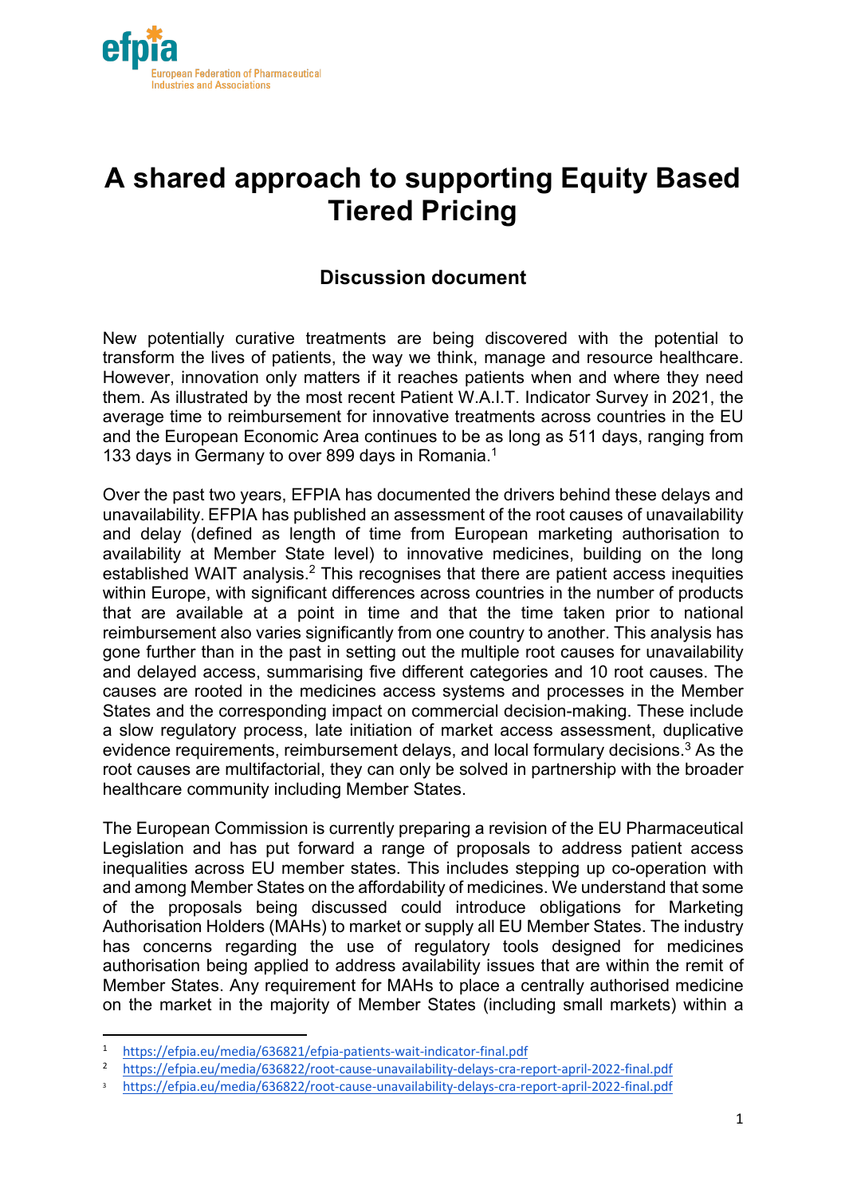# A shared approach to supporting Equity Based Tiered Pricing

## Discussion document

New potentially curative treatments are being discovered with the potential to transform the lives of patients, the way we think, manage and resource healthcare. However, innovation only matters if it reaches patients when and where they need them. As illustrated by the most recent Patient W.A.I.T. Indicator Survey in 2021, the average time to reimbursement for innovative treatments across countries in the EU and the European Economic Area continues to be as long as 511 days, ranging from 133 days in Germany to over 899 days in Romania.[1]

Over the past two years, EFPIA has documented the drivers behind these delays and unavailability. EFPIA has published an assessment of the root causes of unavailability and delay (defined as length of time from European marketing authorisation to availability at Member State level) to innovative medicines, building on the long established WAIT analysis.[2] This recognises that there are patient access inequities within Europe, with significant differences across countries in the number of products that are available at a point in time and that the time taken prior to national reimbursement also varies significantly from one country to another. This analysis has gone further than in the past in setting out the multiple root causes for unavailability and delayed access, summarising five different categories and 10 root causes. The causes are rooted in the medicines access systems and processes in the Member States and the corresponding impact on commercial decision-making. These include a slow regulatory process, late initiation of market access assessment, duplicative evidence requirements, reimbursement delays, and local formulary decisions.[3] As the root causes are multifactorial, they can only be solved in partnership with the broader healthcare community including Member States.

The European Commission is currently preparing a revision of the EU Pharmaceutical Legislation and has put forward a range of proposals to address patient access inequalities across EU member states. This includes stepping up co-operation with and among Member States on the affordability of medicines. We understand that some of the proposals being discussed could introduce obligations for Marketing Authorisation Holders (MAHs) to market or supply all EU Member States. The industry has concerns regarding the use of regulatory tools designed for medicines authorisation being applied to address availability issues that are within the remit of Member States. Any requirement for MAHs to place a centrally authorised medicine on the market in the majority of Member States (including small markets) within a

---

[1] https://efpia.eu/media/636821/efpia-patients-wait-indicator-final.pdf

[2] https://efpia.eu/media/636822/root-cause-unavailability-delays-cra-report-april-2022-final.pdf

[3] https://efpia.eu/media/636822/root-cause-unavailability-delays-cra-report-april-2022-final.pdf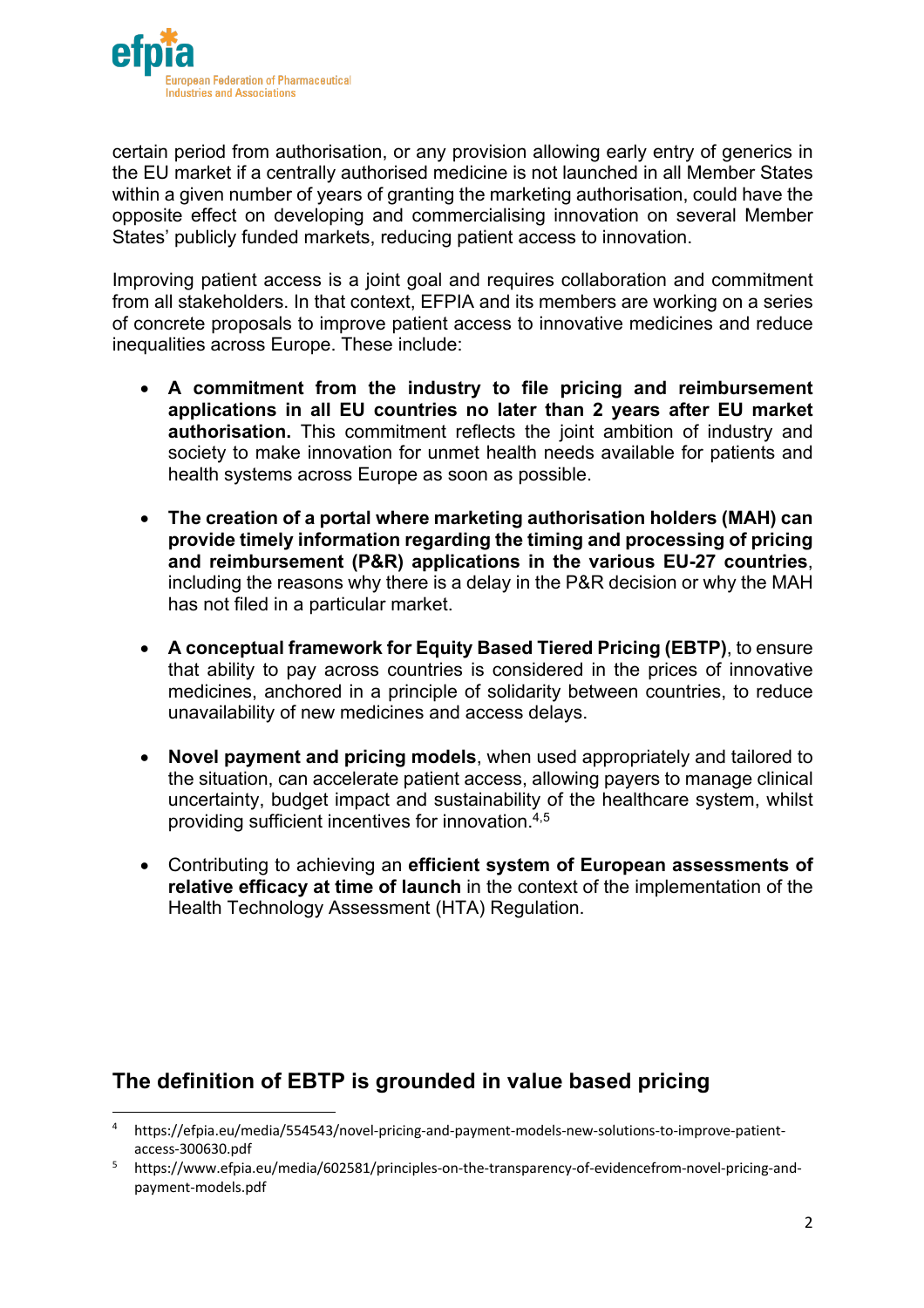certain period from authorisation, or any provision allowing early entry of generics in the EU market if a centrally authorised medicine is not launched in all Member States within a given number of years of granting the marketing authorisation, could have the opposite effect on developing and commercialising innovation on several Member States' publicly funded markets, reducing patient access to innovation.

Improving patient access is a joint goal and requires collaboration and commitment from all stakeholders. In that context, EFPIA and its members are working on a series of concrete proposals to improve patient access to innovative medicines and reduce inequalities across Europe. These include:

- **A commitment from the industry to file pricing and reimbursement applications in all EU countries no later than 2 years after EU market authorisation.** This commitment reflects the joint ambition of industry and society to make innovation for unmet health needs available for patients and health systems across Europe as soon as possible.

- **The creation of a portal where marketing authorisation holders (MAH) can provide timely information regarding the timing and processing of pricing and reimbursement (P&R) applications in the various EU-27 countries**, including the reasons why there is a delay in the P&R decision or why the MAH has not filed in a particular market.

- **A conceptual framework for Equity Based Tiered Pricing (EBTP)**, to ensure that ability to pay across countries is considered in the prices of innovative medicines, anchored in a principle of solidarity between countries, to reduce unavailability of new medicines and access delays.

- **Novel payment and pricing models**, when used appropriately and tailored to the situation, can accelerate patient access, allowing payers to manage clinical uncertainty, budget impact and sustainability of the healthcare system, whilst providing sufficient incentives for innovation.[4,5]

- Contributing to achieving an **efficient system of European assessments of relative efficacy at time of launch** in the context of the implementation of the Health Technology Assessment (HTA) Regulation.

## The definition of EBTP is grounded in value based pricing

[4] https://efpia.eu/media/554543/novel-pricing-and-payment-models-new-solutions-to-improve-patient-access-300630.pdf

[5] https://www.efpia.eu/media/602581/principles-on-the-transparency-of-evidencefrom-novel-pricing-and-payment-models.pdf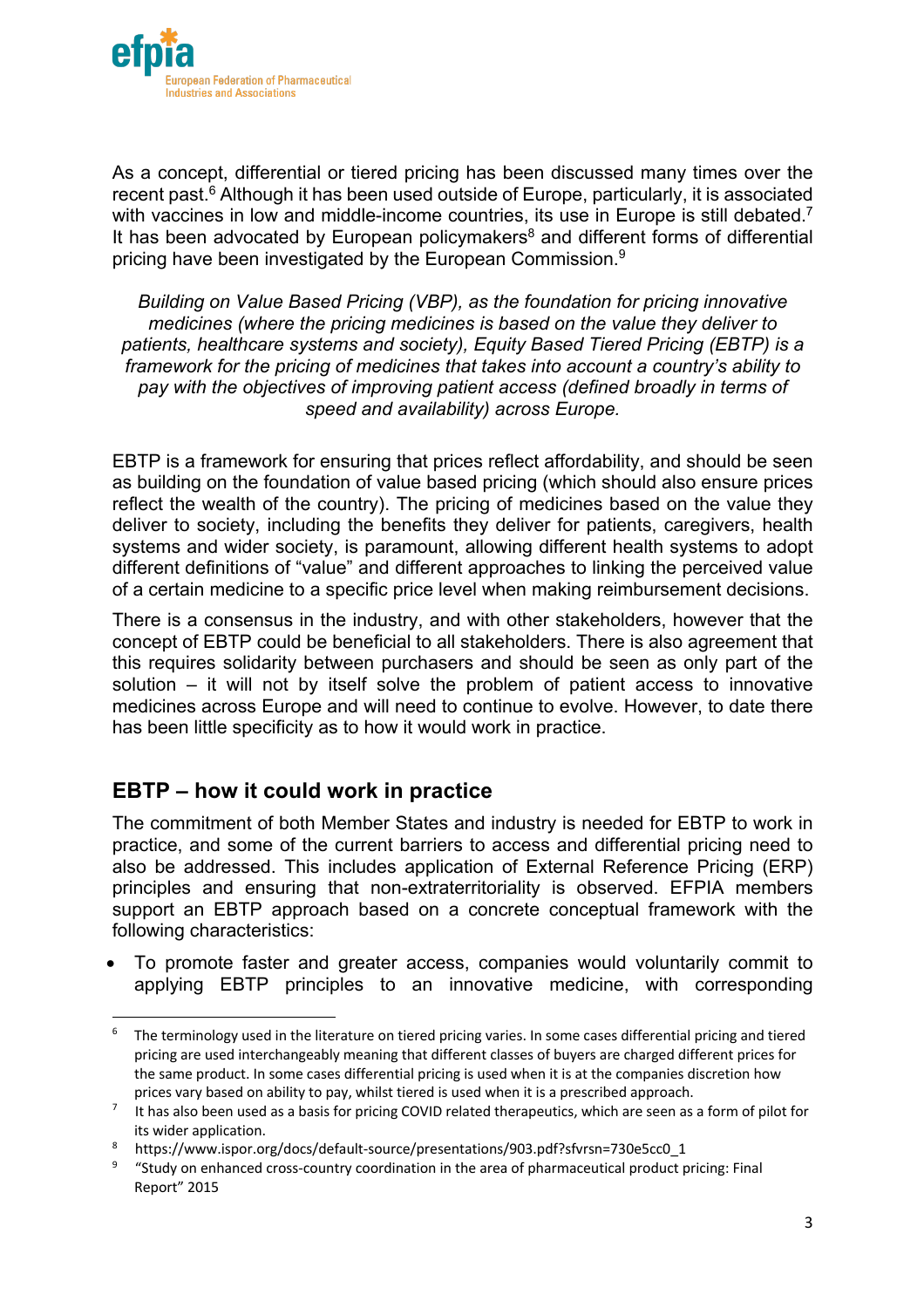As a concept, differential or tiered pricing has been discussed many times over the recent past.[6] Although it has been used outside of Europe, particularly, it is associated with vaccines in low and middle-income countries, its use in Europe is still debated.[7] It has been advocated by European policymakers[8] and different forms of differential pricing have been investigated by the European Commission.[9]

*Building on Value Based Pricing (VBP), as the foundation for pricing innovative medicines (where the pricing medicines is based on the value they deliver to patients, healthcare systems and society), Equity Based Tiered Pricing (EBTP) is a framework for the pricing of medicines that takes into account a country's ability to pay with the objectives of improving patient access (defined broadly in terms of speed and availability) across Europe.*

EBTP is a framework for ensuring that prices reflect affordability, and should be seen as building on the foundation of value based pricing (which should also ensure prices reflect the wealth of the country). The pricing of medicines based on the value they deliver to society, including the benefits they deliver for patients, caregivers, health systems and wider society, is paramount, allowing different health systems to adopt different definitions of "value" and different approaches to linking the perceived value of a certain medicine to a specific price level when making reimbursement decisions.

There is a consensus in the industry, and with other stakeholders, however that the concept of EBTP could be beneficial to all stakeholders. There is also agreement that this requires solidarity between purchasers and should be seen as only part of the solution – it will not by itself solve the problem of patient access to innovative medicines across Europe and will need to continue to evolve. However, to date there has been little specificity as to how it would work in practice.

## EBTP – how it could work in practice

The commitment of both Member States and industry is needed for EBTP to work in practice, and some of the current barriers to access and differential pricing need to also be addressed. This includes application of External Reference Pricing (ERP) principles and ensuring that non-extraterritoriality is observed. EFPIA members support an EBTP approach based on a concrete conceptual framework with the following characteristics:

- To promote faster and greater access, companies would voluntarily commit to applying EBTP principles to an innovative medicine, with corresponding

---

[6] The terminology used in the literature on tiered pricing varies. In some cases differential pricing and tiered pricing are used interchangeably meaning that different classes of buyers are charged different prices for the same product. In some cases differential pricing is used when it is at the companies discretion how prices vary based on ability to pay, whilst tiered is used when it is a prescribed approach.

[7] It has also been used as a basis for pricing COVID related therapeutics, which are seen as a form of pilot for its wider application.

[8] https://www.ispor.org/docs/default-source/presentations/903.pdf?sfvrsn=730e5cc0_1

[9] "Study on enhanced cross-country coordination in the area of pharmaceutical product pricing: Final Report" 2015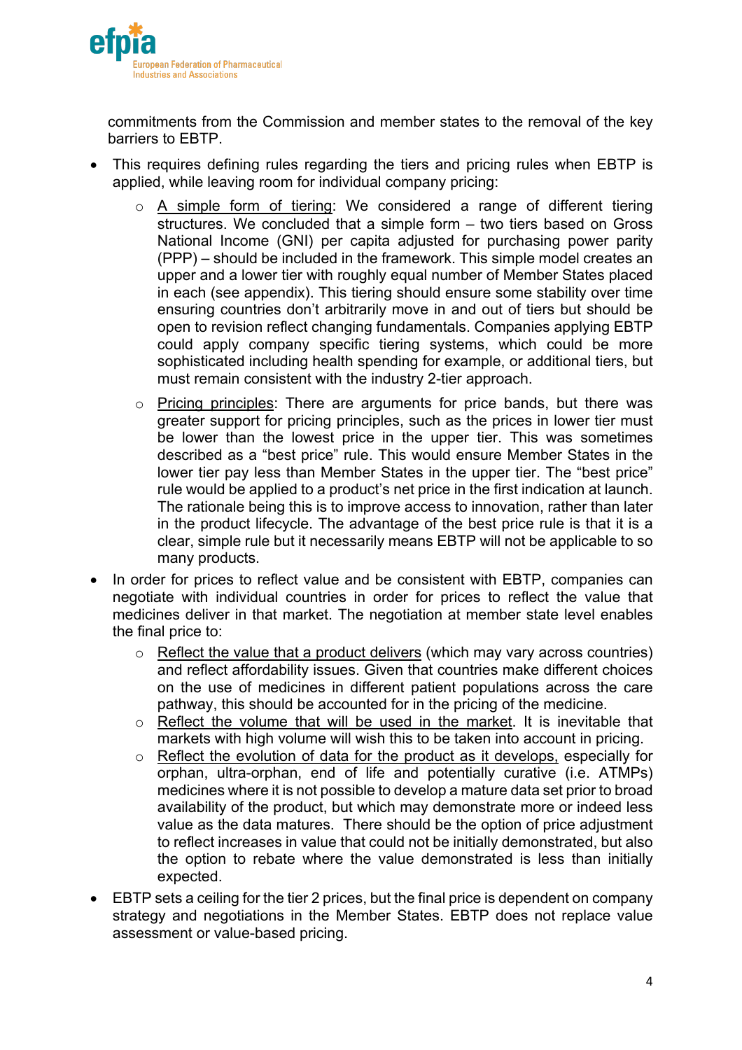commitments from the Commission and member states to the removal of the key barriers to EBTP.

- This requires defining rules regarding the tiers and pricing rules when EBTP is applied, while leaving room for individual company pricing:
    - A simple form of tiering: We considered a range of different tiering structures. We concluded that a simple form – two tiers based on Gross National Income (GNI) per capita adjusted for purchasing power parity (PPP) – should be included in the framework. This simple model creates an upper and a lower tier with roughly equal number of Member States placed in each (see appendix). This tiering should ensure some stability over time ensuring countries don't arbitrarily move in and out of tiers but should be open to revision reflect changing fundamentals. Companies applying EBTP could apply company specific tiering systems, which could be more sophisticated including health spending for example, or additional tiers, but must remain consistent with the industry 2-tier approach.
    - Pricing principles: There are arguments for price bands, but there was greater support for pricing principles, such as the prices in lower tier must be lower than the lowest price in the upper tier. This was sometimes described as a "best price" rule. This would ensure Member States in the lower tier pay less than Member States in the upper tier. The "best price" rule would be applied to a product's net price in the first indication at launch. The rationale being this is to improve access to innovation, rather than later in the product lifecycle. The advantage of the best price rule is that it is a clear, simple rule but it necessarily means EBTP will not be applicable to so many products.
- In order for prices to reflect value and be consistent with EBTP, companies can negotiate with individual countries in order for prices to reflect the value that medicines deliver in that market. The negotiation at member state level enables the final price to:
    - Reflect the value that a product delivers (which may vary across countries) and reflect affordability issues. Given that countries make different choices on the use of medicines in different patient populations across the care pathway, this should be accounted for in the pricing of the medicine.
    - Reflect the volume that will be used in the market. It is inevitable that markets with high volume will wish this to be taken into account in pricing.
    - Reflect the evolution of data for the product as it develops, especially for orphan, ultra-orphan, end of life and potentially curative (i.e. ATMPs) medicines where it is not possible to develop a mature data set prior to broad availability of the product, but which may demonstrate more or indeed less value as the data matures. There should be the option of price adjustment to reflect increases in value that could not be initially demonstrated, but also the option to rebate where the value demonstrated is less than initially expected.
- EBTP sets a ceiling for the tier 2 prices, but the final price is dependent on company strategy and negotiations in the Member States. EBTP does not replace value assessment or value-based pricing.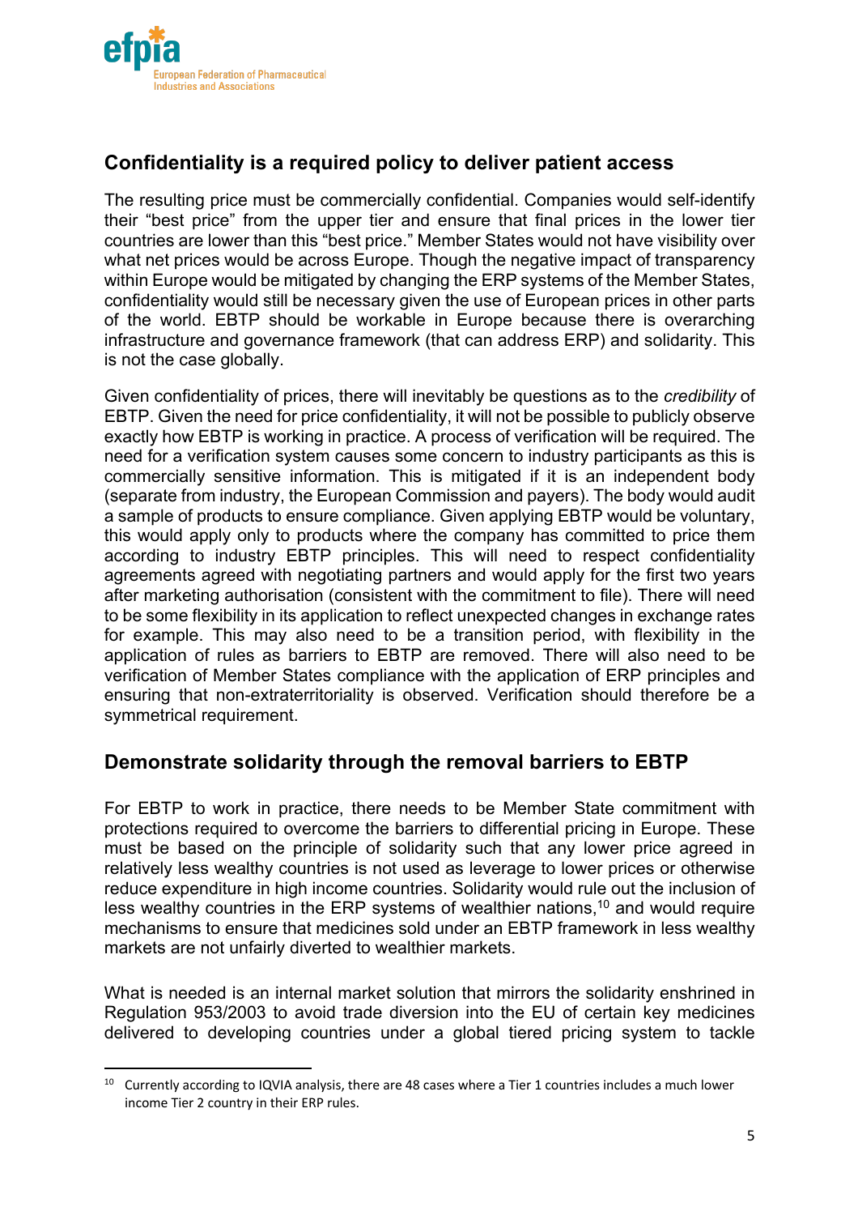## Confidentiality is a required policy to deliver patient access

The resulting price must be commercially confidential. Companies would self-identify their "best price" from the upper tier and ensure that final prices in the lower tier countries are lower than this "best price." Member States would not have visibility over what net prices would be across Europe. Though the negative impact of transparency within Europe would be mitigated by changing the ERP systems of the Member States, confidentiality would still be necessary given the use of European prices in other parts of the world. EBTP should be workable in Europe because there is overarching infrastructure and governance framework (that can address ERP) and solidarity. This is not the case globally.

Given confidentiality of prices, there will inevitably be questions as to the *credibility* of EBTP. Given the need for price confidentiality, it will not be possible to publicly observe exactly how EBTP is working in practice. A process of verification will be required. The need for a verification system causes some concern to industry participants as this is commercially sensitive information. This is mitigated if it is an independent body (separate from industry, the European Commission and payers). The body would audit a sample of products to ensure compliance. Given applying EBTP would be voluntary, this would apply only to products where the company has committed to price them according to industry EBTP principles. This will need to respect confidentiality agreements agreed with negotiating partners and would apply for the first two years after marketing authorisation (consistent with the commitment to file). There will need to be some flexibility in its application to reflect unexpected changes in exchange rates for example. This may also need to be a transition period, with flexibility in the application of rules as barriers to EBTP are removed. There will also need to be verification of Member States compliance with the application of ERP principles and ensuring that non-extraterritoriality is observed. Verification should therefore be a symmetrical requirement.

## Demonstrate solidarity through the removal barriers to EBTP

For EBTP to work in practice, there needs to be Member State commitment with protections required to overcome the barriers to differential pricing in Europe. These must be based on the principle of solidarity such that any lower price agreed in relatively less wealthy countries is not used as leverage to lower prices or otherwise reduce expenditure in high income countries. Solidarity would rule out the inclusion of less wealthy countries in the ERP systems of wealthier nations,[10] and would require mechanisms to ensure that medicines sold under an EBTP framework in less wealthy markets are not unfairly diverted to wealthier markets.

What is needed is an internal market solution that mirrors the solidarity enshrined in Regulation 953/2003 to avoid trade diversion into the EU of certain key medicines delivered to developing countries under a global tiered pricing system to tackle

[10] Currently according to IQVIA analysis, there are 48 cases where a Tier 1 countries includes a much lower income Tier 2 country in their ERP rules.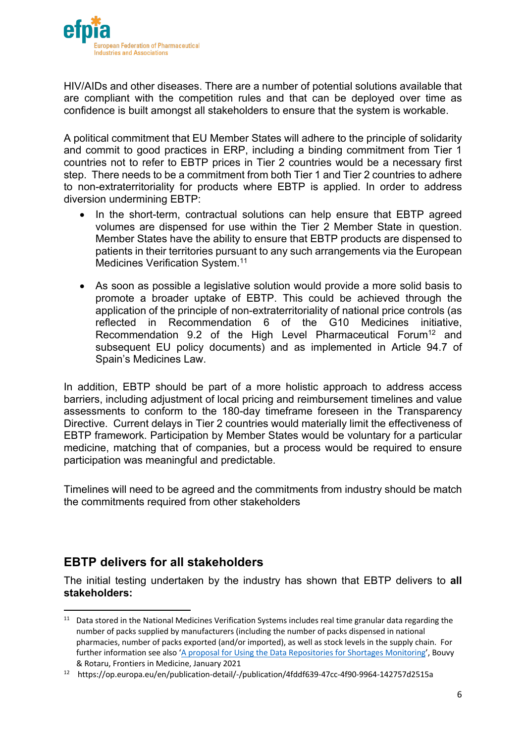HIV/AIDs and other diseases. There are a number of potential solutions available that are compliant with the competition rules and that can be deployed over time as confidence is built amongst all stakeholders to ensure that the system is workable.

A political commitment that EU Member States will adhere to the principle of solidarity and commit to good practices in ERP, including a binding commitment from Tier 1 countries not to refer to EBTP prices in Tier 2 countries would be a necessary first step. There needs to be a commitment from both Tier 1 and Tier 2 countries to adhere to non-extraterritoriality for products where EBTP is applied. In order to address diversion undermining EBTP:

- In the short-term, contractual solutions can help ensure that EBTP agreed volumes are dispensed for use within the Tier 2 Member State in question. Member States have the ability to ensure that EBTP products are dispensed to patients in their territories pursuant to any such arrangements via the European Medicines Verification System.[11]

- As soon as possible a legislative solution would provide a more solid basis to promote a broader uptake of EBTP. This could be achieved through the application of the principle of non-extraterritoriality of national price controls (as reflected in Recommendation 6 of the G10 Medicines initiative, Recommendation 9.2 of the High Level Pharmaceutical Forum[12] and subsequent EU policy documents) and as implemented in Article 94.7 of Spain's Medicines Law.

In addition, EBTP should be part of a more holistic approach to address access barriers, including adjustment of local pricing and reimbursement timelines and value assessments to conform to the 180-day timeframe foreseen in the Transparency Directive. Current delays in Tier 2 countries would materially limit the effectiveness of EBTP framework. Participation by Member States would be voluntary for a particular medicine, matching that of companies, but a process would be required to ensure participation was meaningful and predictable.

Timelines will need to be agreed and the commitments from industry should be match the commitments required from other stakeholders

## EBTP delivers for all stakeholders

The initial testing undertaken by the industry has shown that EBTP delivers to **all stakeholders:**

---

[11] Data stored in the National Medicines Verification Systems includes real time granular data regarding the number of packs supplied by manufacturers (including the number of packs dispensed in national pharmacies, number of packs exported (and/or imported), as well as stock levels in the supply chain. For further information see also 'A proposal for Using the Data Repositories for Shortages Monitoring', Bouvy & Rotaru, Frontiers in Medicine, January 2021

[12] https://op.europa.eu/en/publication-detail/-/publication/4fddf639-47cc-4f90-9964-142757d2515a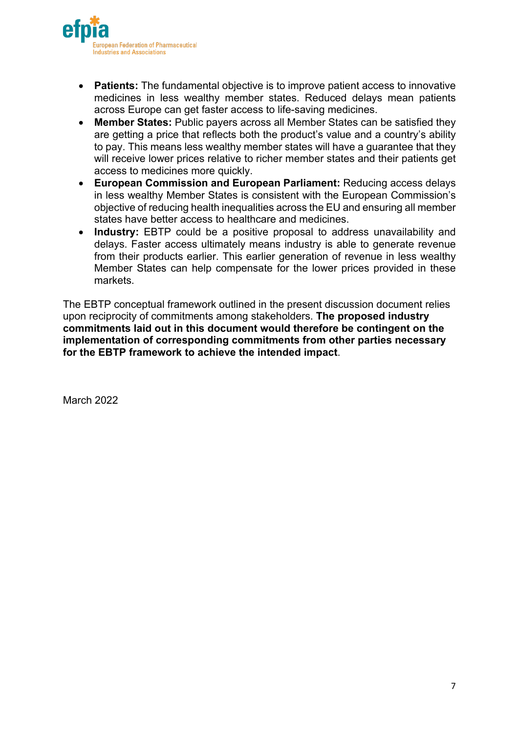- **Patients:** The fundamental objective is to improve patient access to innovative medicines in less wealthy member states. Reduced delays mean patients across Europe can get faster access to life-saving medicines.
- **Member States:** Public payers across all Member States can be satisfied they are getting a price that reflects both the product's value and a country's ability to pay. This means less wealthy member states will have a guarantee that they will receive lower prices relative to richer member states and their patients get access to medicines more quickly.
- **European Commission and European Parliament:** Reducing access delays in less wealthy Member States is consistent with the European Commission's objective of reducing health inequalities across the EU and ensuring all member states have better access to healthcare and medicines.
- **Industry:** EBTP could be a positive proposal to address unavailability and delays. Faster access ultimately means industry is able to generate revenue from their products earlier. This earlier generation of revenue in less wealthy Member States can help compensate for the lower prices provided in these markets.

The EBTP conceptual framework outlined in the present discussion document relies upon reciprocity of commitments among stakeholders. **The proposed industry commitments laid out in this document would therefore be contingent on the implementation of corresponding commitments from other parties necessary for the EBTP framework to achieve the intended impact**.

March 2022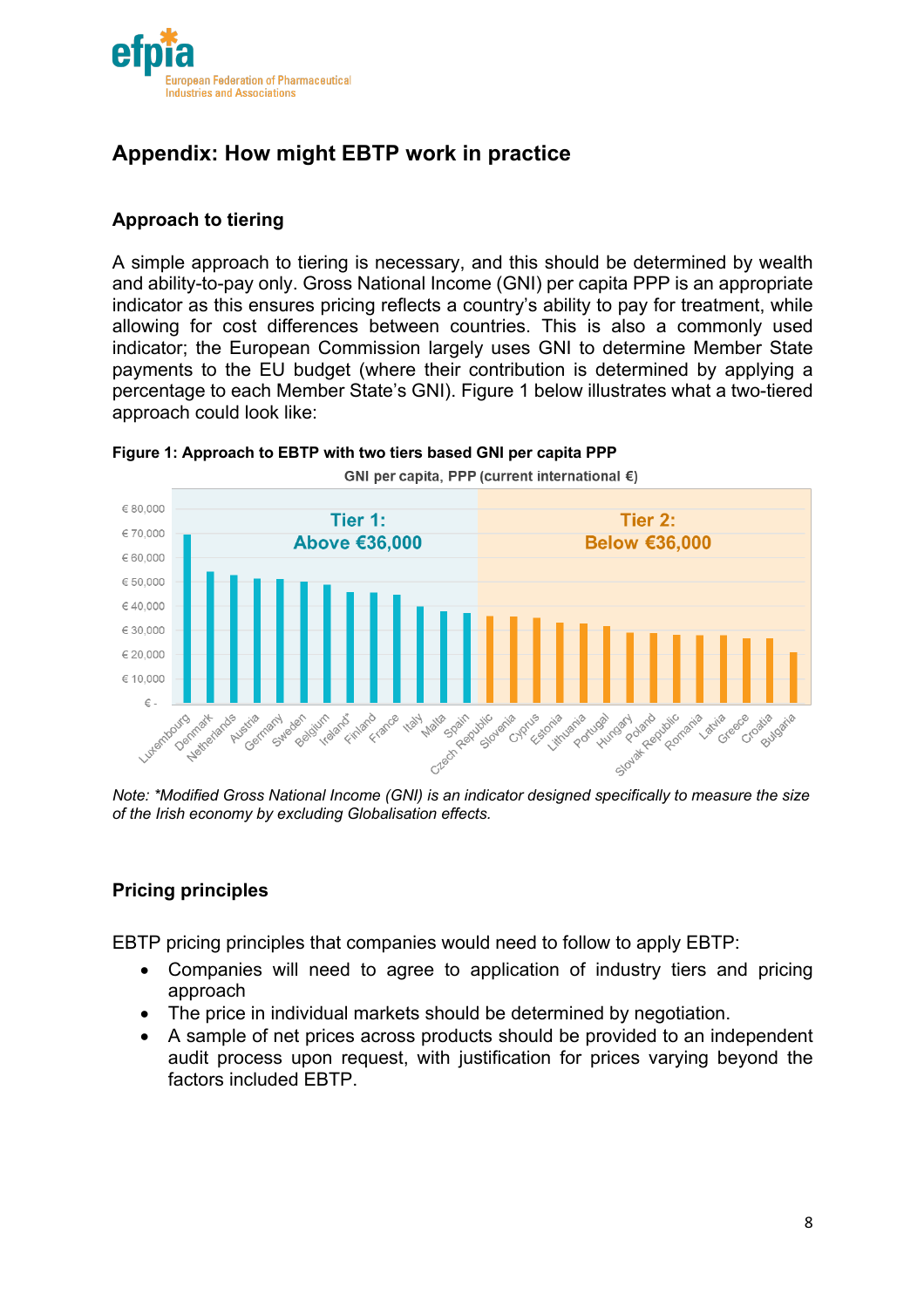## Appendix: How might EBTP work in practice

### Approach to tiering

A simple approach to tiering is necessary, and this should be determined by wealth and ability-to-pay only. Gross National Income (GNI) per capita PPP is an appropriate indicator as this ensures pricing reflects a country's ability to pay for treatment, while allowing for cost differences between countries. This is also a commonly used indicator; the European Commission largely uses GNI to determine Member State payments to the EU budget (where their contribution is determined by applying a percentage to each Member State's GNI). Figure 1 below illustrates what a two-tiered approach could look like:

**Figure 1: Approach to EBTP with two tiers based GNI per capita PPP**

GNI per capita, PPP (current international €)

Tier 1: Above €36,000

Tier 2: Below €36,000

€ 80,000, € 70,000, € 60,000, € 50,000, € 40,000, € 30,000, € 20,000, € 10,000, € -

Luxembourg, Denmark, Netherlands, Austria, Germany, Sweden, Belgium, Ireland*, Finland, France, Italy, Malta, Spain, Czech Republic, Slovenia, Cyprus, Estonia, Lithuania, Portugal, Hungary, Poland, Slovak Republic, Romania, Latvia, Greece, Croatia, Bulgaria

*Note: *Modified Gross National Income (GNI) is an indicator designed specifically to measure the size of the Irish economy by excluding Globalisation effects.*

### Pricing principles

EBTP pricing principles that companies would need to follow to apply EBTP:

- Companies will need to agree to application of industry tiers and pricing approach
- The price in individual markets should be determined by negotiation.
- A sample of net prices across products should be provided to an independent audit process upon request, with justification for prices varying beyond the factors included EBTP.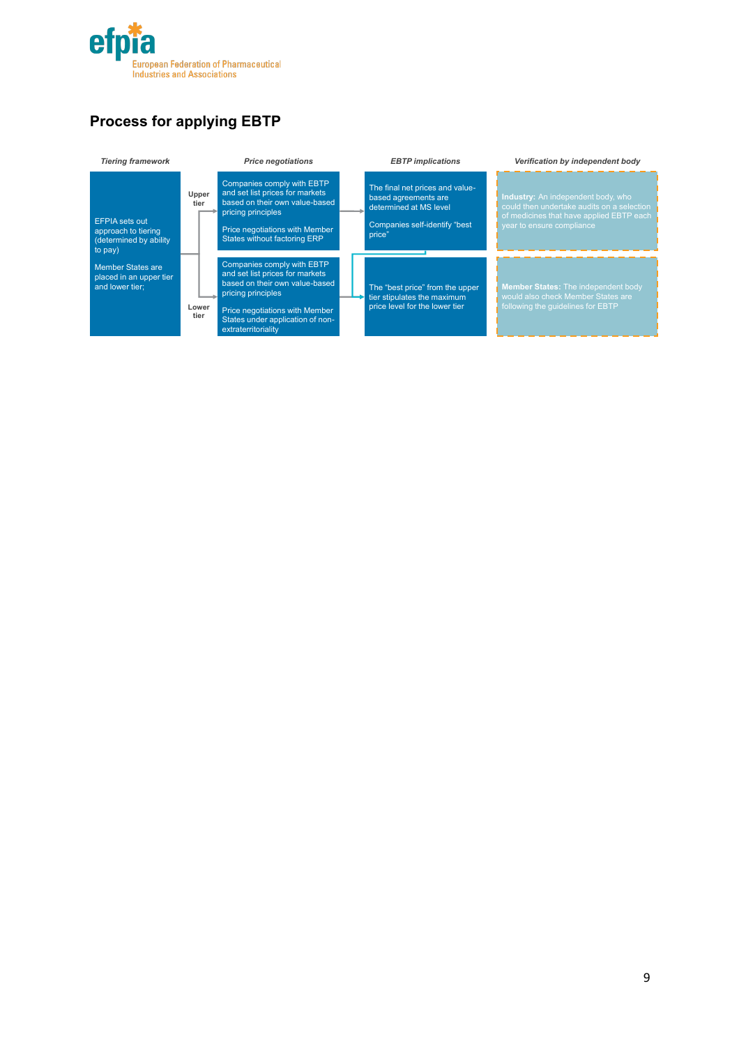## Process for applying EBTP

*Tiering framework*

EFPIA sets out approach to tiering (determined by ability to pay)

Member States are placed in an upper tier and lower tier;

*Price negotiations*

Upper tier

Companies comply with EBTP and set list prices for markets based on their own value-based pricing principles

Price negotiations with Member States without factoring ERP

Lower tier

Companies comply with EBTP and set list prices for markets based on their own value-based pricing principles

Price negotiations with Member States under application of non-extraterritoriality

*EBTP implications*

The final net prices and value-based agreements are determined at MS level

Companies self-identify "best price"

The "best price" from the upper tier stipulates the maximum price level for the lower tier

*Verification by independent body*

**Industry:** An independent body, who could then undertake audits on a selection of medicines that have applied EBTP each year to ensure compliance

**Member States:** The independent body would also check Member States are following the guidelines for EBTP